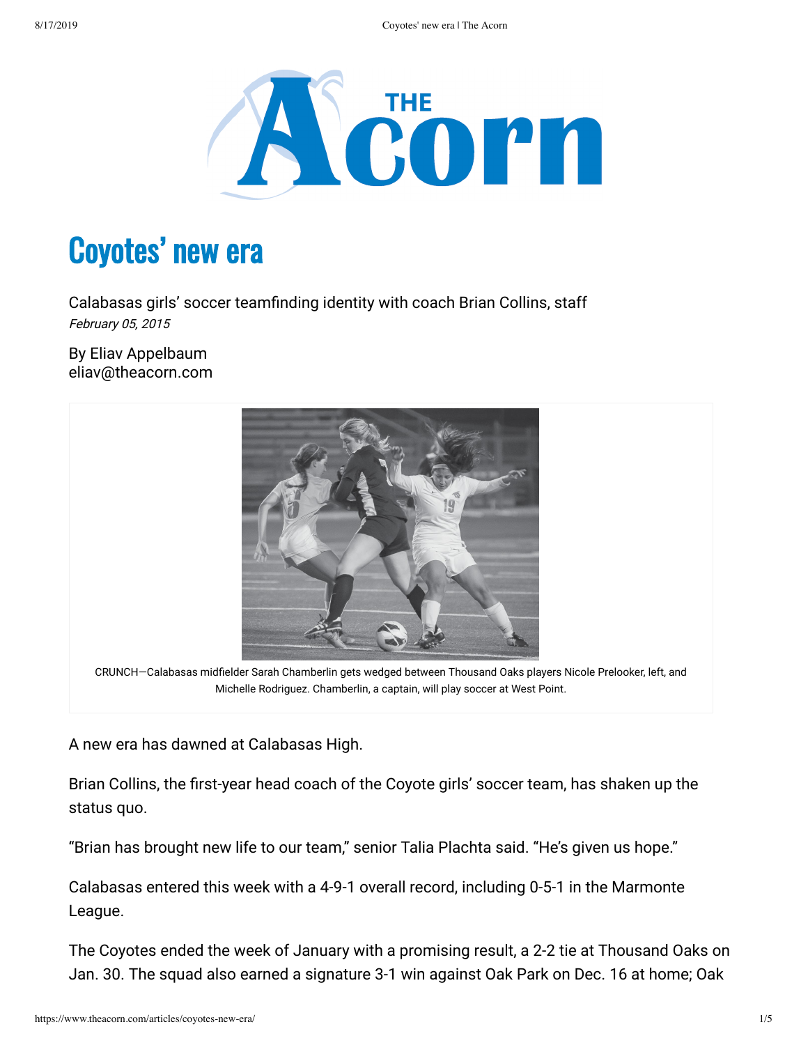# Coyotes' new era

Calabasas girls' soccer teamfinding identity with coach Brian Collins, staff

*February 05, 2015*

By Eliav Appelbaum
eliav@theacorn.com

CRUNCH—Calabasas midfielder Sarah Chamberlin gets wedged between Thousand Oaks players Nicole Prelooker, left, and Michelle Rodriguez. Chamberlin, a captain, will play soccer at West Point.

A new era has dawned at Calabasas High.

Brian Collins, the first-year head coach of the Coyote girls' soccer team, has shaken up the status quo.

"Brian has brought new life to our team," senior Talia Plachta said. "He's given us hope."

Calabasas entered this week with a 4-9-1 overall record, including 0-5-1 in the Marmonte League.

The Coyotes ended the week of January with a promising result, a 2-2 tie at Thousand Oaks on Jan. 30. The squad also earned a signature 3-1 win against Oak Park on Dec. 16 at home; Oak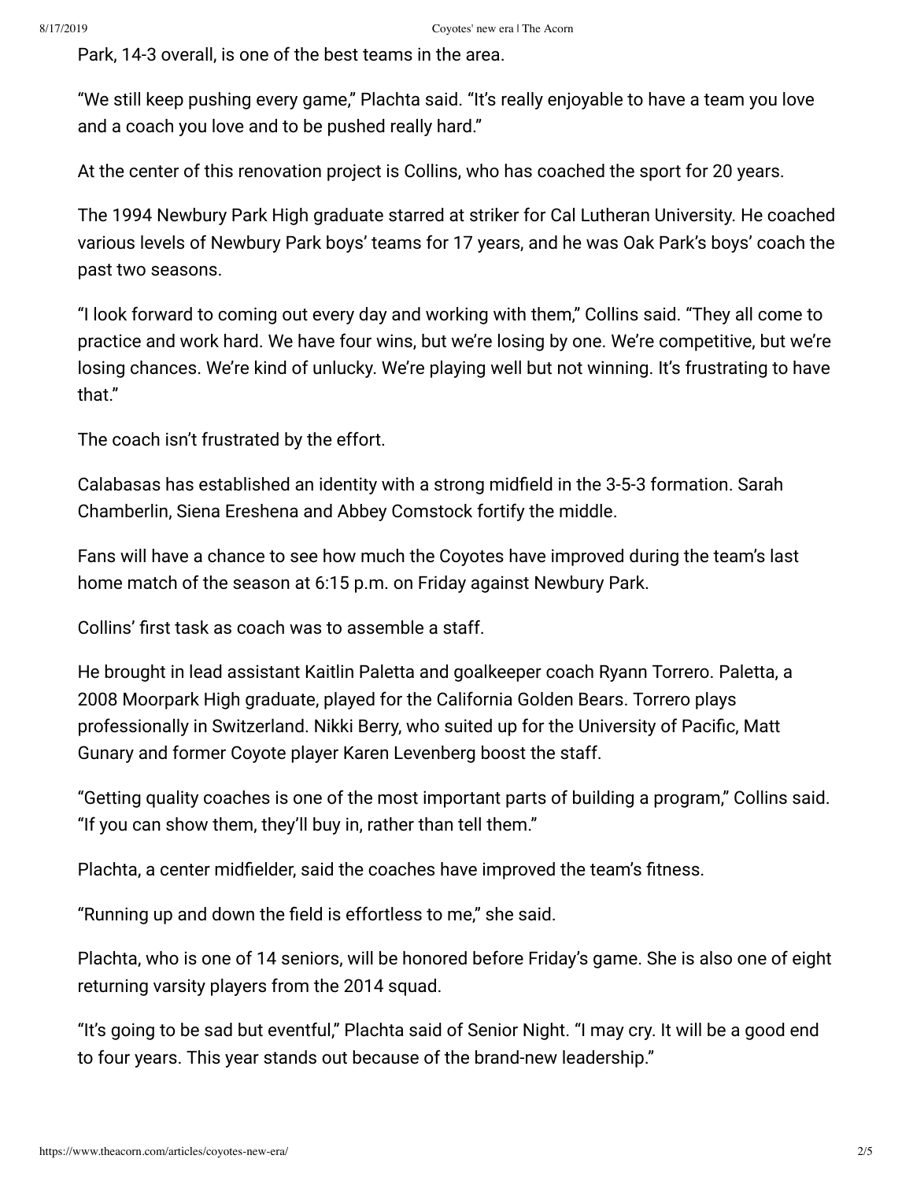Park, 14-3 overall, is one of the best teams in the area.

"We still keep pushing every game," Plachta said. "It's really enjoyable to have a team you love and a coach you love and to be pushed really hard."

At the center of this renovation project is Collins, who has coached the sport for 20 years.

The 1994 Newbury Park High graduate starred at striker for Cal Lutheran University. He coached various levels of Newbury Park boys' teams for 17 years, and he was Oak Park's boys' coach the past two seasons.

"I look forward to coming out every day and working with them," Collins said. "They all come to practice and work hard. We have four wins, but we're losing by one. We're competitive, but we're losing chances. We're kind of unlucky. We're playing well but not winning. It's frustrating to have that."

The coach isn't frustrated by the effort.

Calabasas has established an identity with a strong midfield in the 3-5-3 formation. Sarah Chamberlin, Siena Ereshena and Abbey Comstock fortify the middle.

Fans will have a chance to see how much the Coyotes have improved during the team's last home match of the season at 6:15 p.m. on Friday against Newbury Park.

Collins' first task as coach was to assemble a staff.

He brought in lead assistant Kaitlin Paletta and goalkeeper coach Ryann Torrero. Paletta, a 2008 Moorpark High graduate, played for the California Golden Bears. Torrero plays professionally in Switzerland. Nikki Berry, who suited up for the University of Pacific, Matt Gunary and former Coyote player Karen Levenberg boost the staff.

"Getting quality coaches is one of the most important parts of building a program," Collins said. "If you can show them, they'll buy in, rather than tell them."

Plachta, a center midfielder, said the coaches have improved the team's fitness.

"Running up and down the field is effortless to me," she said.

Plachta, who is one of 14 seniors, will be honored before Friday's game. She is also one of eight returning varsity players from the 2014 squad.

"It's going to be sad but eventful," Plachta said of Senior Night. "I may cry. It will be a good end to four years. This year stands out because of the brand-new leadership."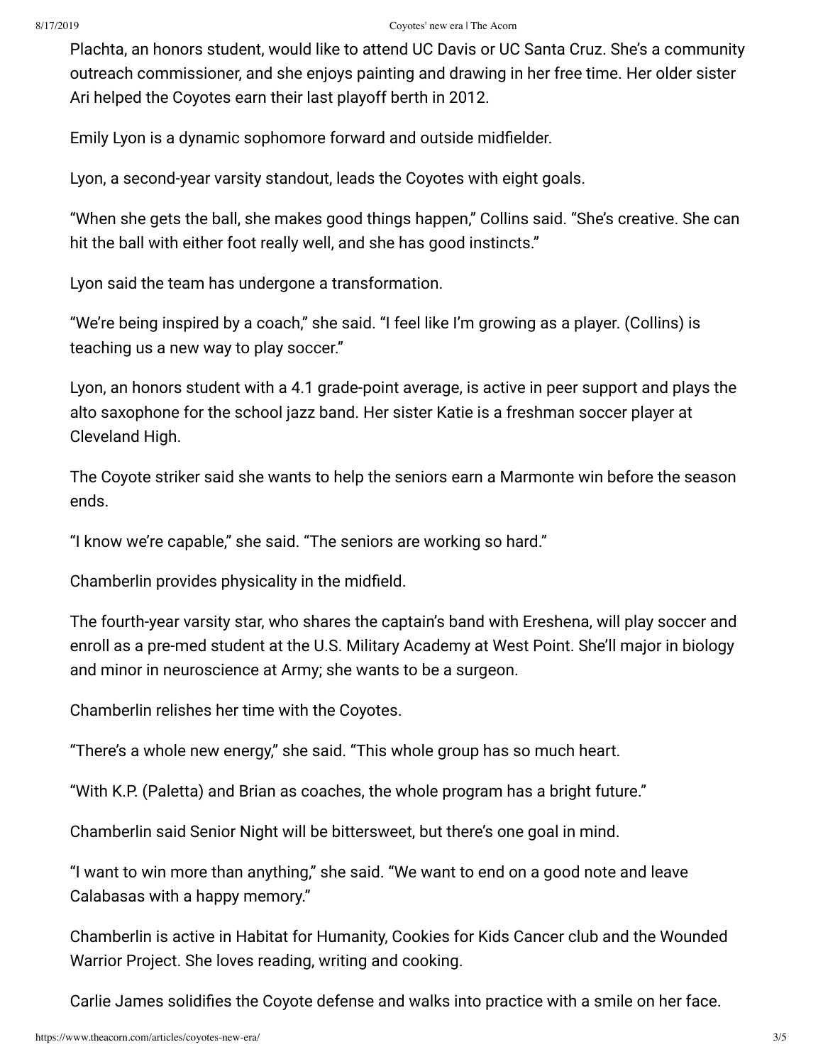Plachta, an honors student, would like to attend UC Davis or UC Santa Cruz. She's a community outreach commissioner, and she enjoys painting and drawing in her free time. Her older sister Ari helped the Coyotes earn their last playoff berth in 2012.

Emily Lyon is a dynamic sophomore forward and outside midfielder.

Lyon, a second-year varsity standout, leads the Coyotes with eight goals.

"When she gets the ball, she makes good things happen," Collins said. "She's creative. She can hit the ball with either foot really well, and she has good instincts."

Lyon said the team has undergone a transformation.

"We're being inspired by a coach," she said. "I feel like I'm growing as a player. (Collins) is teaching us a new way to play soccer."

Lyon, an honors student with a 4.1 grade-point average, is active in peer support and plays the alto saxophone for the school jazz band. Her sister Katie is a freshman soccer player at Cleveland High.

The Coyote striker said she wants to help the seniors earn a Marmonte win before the season ends.

"I know we're capable," she said. "The seniors are working so hard."

Chamberlin provides physicality in the midfield.

The fourth-year varsity star, who shares the captain's band with Ereshena, will play soccer and enroll as a pre-med student at the U.S. Military Academy at West Point. She'll major in biology and minor in neuroscience at Army; she wants to be a surgeon.

Chamberlin relishes her time with the Coyotes.

"There's a whole new energy," she said. "This whole group has so much heart.

"With K.P. (Paletta) and Brian as coaches, the whole program has a bright future."

Chamberlin said Senior Night will be bittersweet, but there's one goal in mind.

"I want to win more than anything," she said. "We want to end on a good note and leave Calabasas with a happy memory."

Chamberlin is active in Habitat for Humanity, Cookies for Kids Cancer club and the Wounded Warrior Project. She loves reading, writing and cooking.

Carlie James solidifies the Coyote defense and walks into practice with a smile on her face.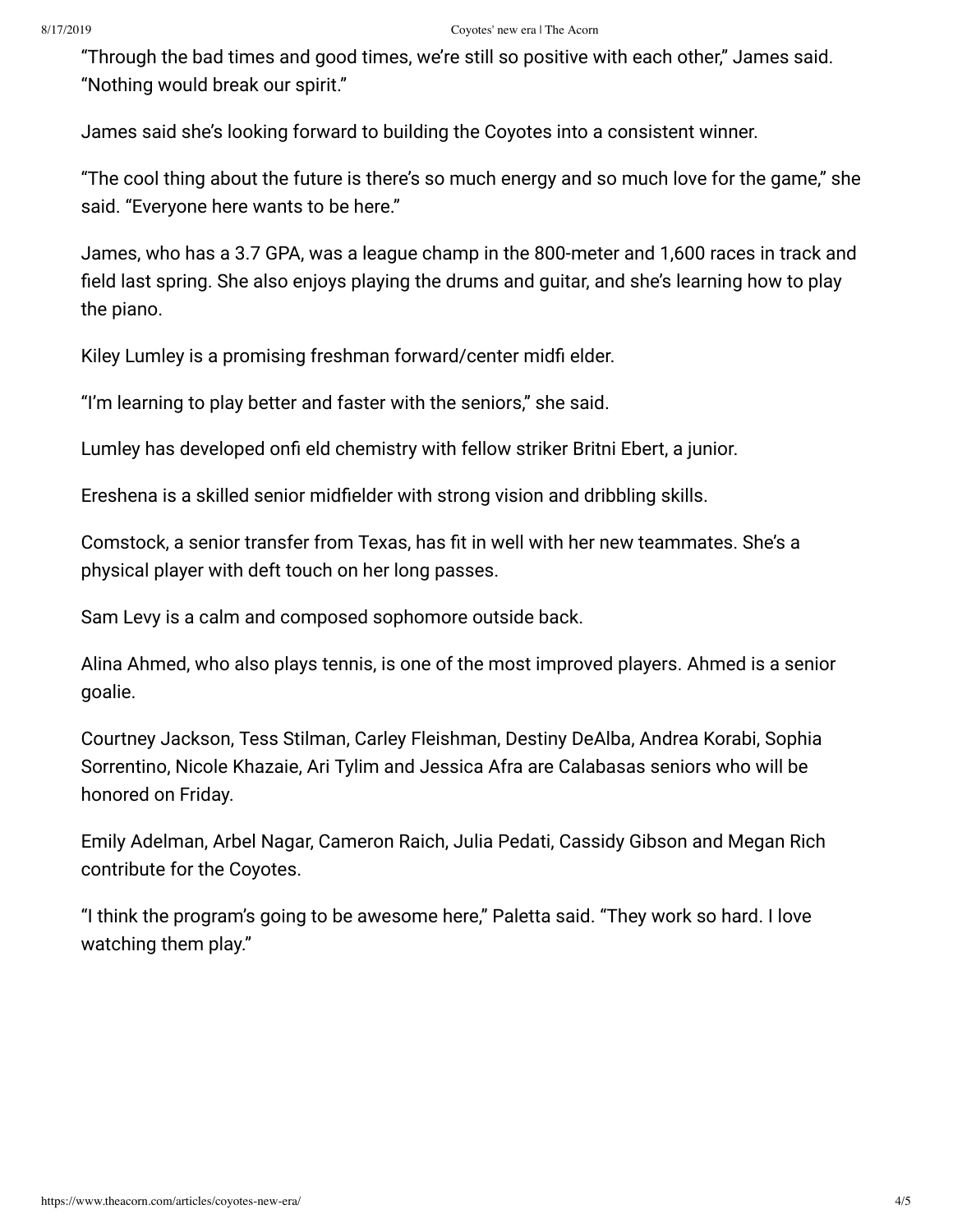"Through the bad times and good times, we're still so positive with each other," James said. "Nothing would break our spirit."

James said she's looking forward to building the Coyotes into a consistent winner.

"The cool thing about the future is there's so much energy and so much love for the game," she said. "Everyone here wants to be here."

James, who has a 3.7 GPA, was a league champ in the 800-meter and 1,600 races in track and field last spring. She also enjoys playing the drums and guitar, and she's learning how to play the piano.

Kiley Lumley is a promising freshman forward/center midfi elder.

"I'm learning to play better and faster with the seniors," she said.

Lumley has developed onfi eld chemistry with fellow striker Britni Ebert, a junior.

Ereshena is a skilled senior midfielder with strong vision and dribbling skills.

Comstock, a senior transfer from Texas, has fit in well with her new teammates. She's a physical player with deft touch on her long passes.

Sam Levy is a calm and composed sophomore outside back.

Alina Ahmed, who also plays tennis, is one of the most improved players. Ahmed is a senior goalie.

Courtney Jackson, Tess Stilman, Carley Fleishman, Destiny DeAlba, Andrea Korabi, Sophia Sorrentino, Nicole Khazaie, Ari Tylim and Jessica Afra are Calabasas seniors who will be honored on Friday.

Emily Adelman, Arbel Nagar, Cameron Raich, Julia Pedati, Cassidy Gibson and Megan Rich contribute for the Coyotes.

"I think the program's going to be awesome here," Paletta said. "They work so hard. I love watching them play."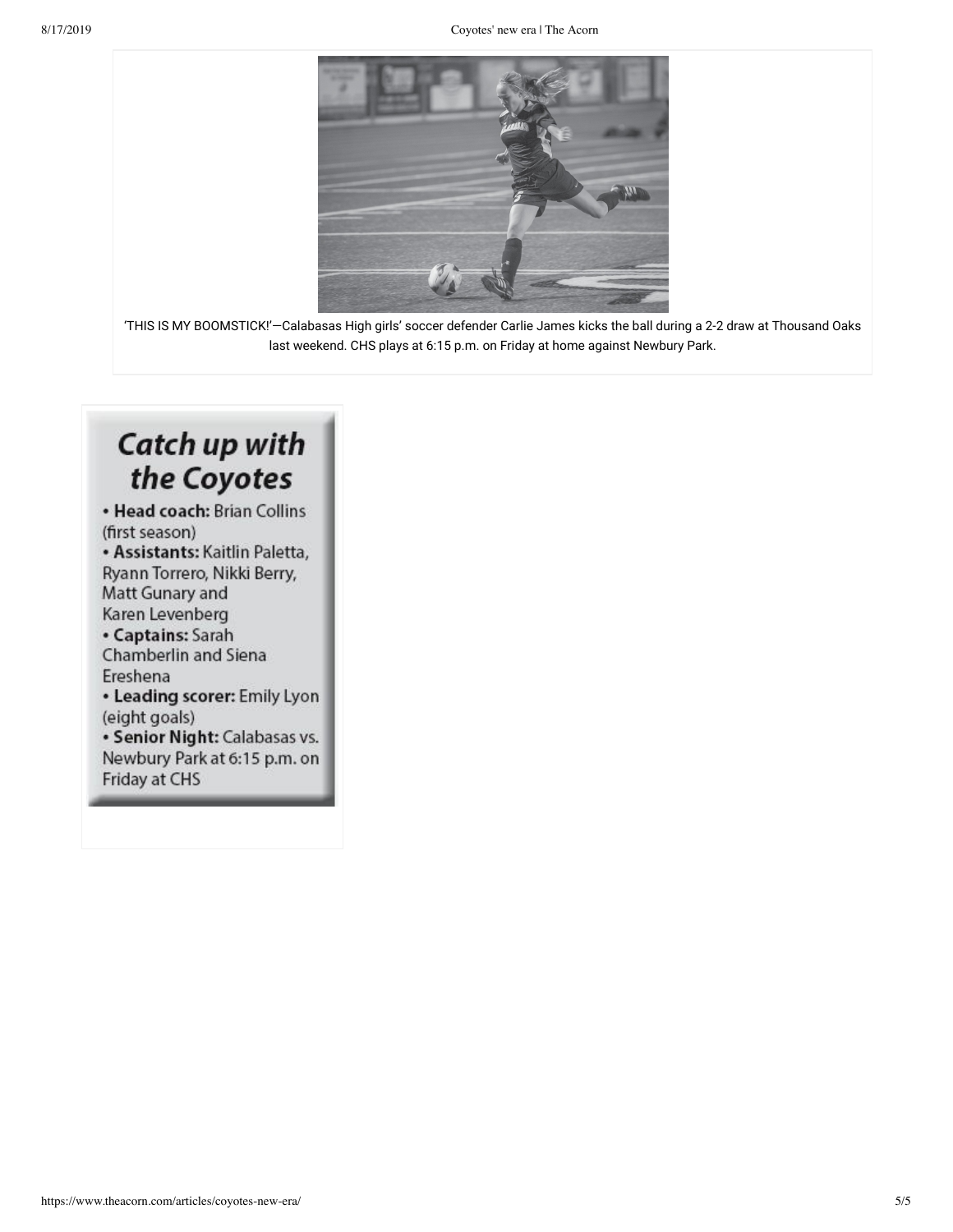'THIS IS MY BOOMSTICK!'—Calabasas High girls' soccer defender Carlie James kicks the ball during a 2-2 draw at Thousand Oaks last weekend. CHS plays at 6:15 p.m. on Friday at home against Newbury Park.

## Catch up with the Coyotes

- **Head coach:** Brian Collins (first season)
- **Assistants:** Kaitlin Paletta, Ryann Torrero, Nikki Berry, Matt Gunary and Karen Levenberg
- **Captains:** Sarah Chamberlin and Siena Ereshena
- **Leading scorer:** Emily Lyon (eight goals)
- **Senior Night:** Calabasas vs. Newbury Park at 6:15 p.m. on Friday at CHS